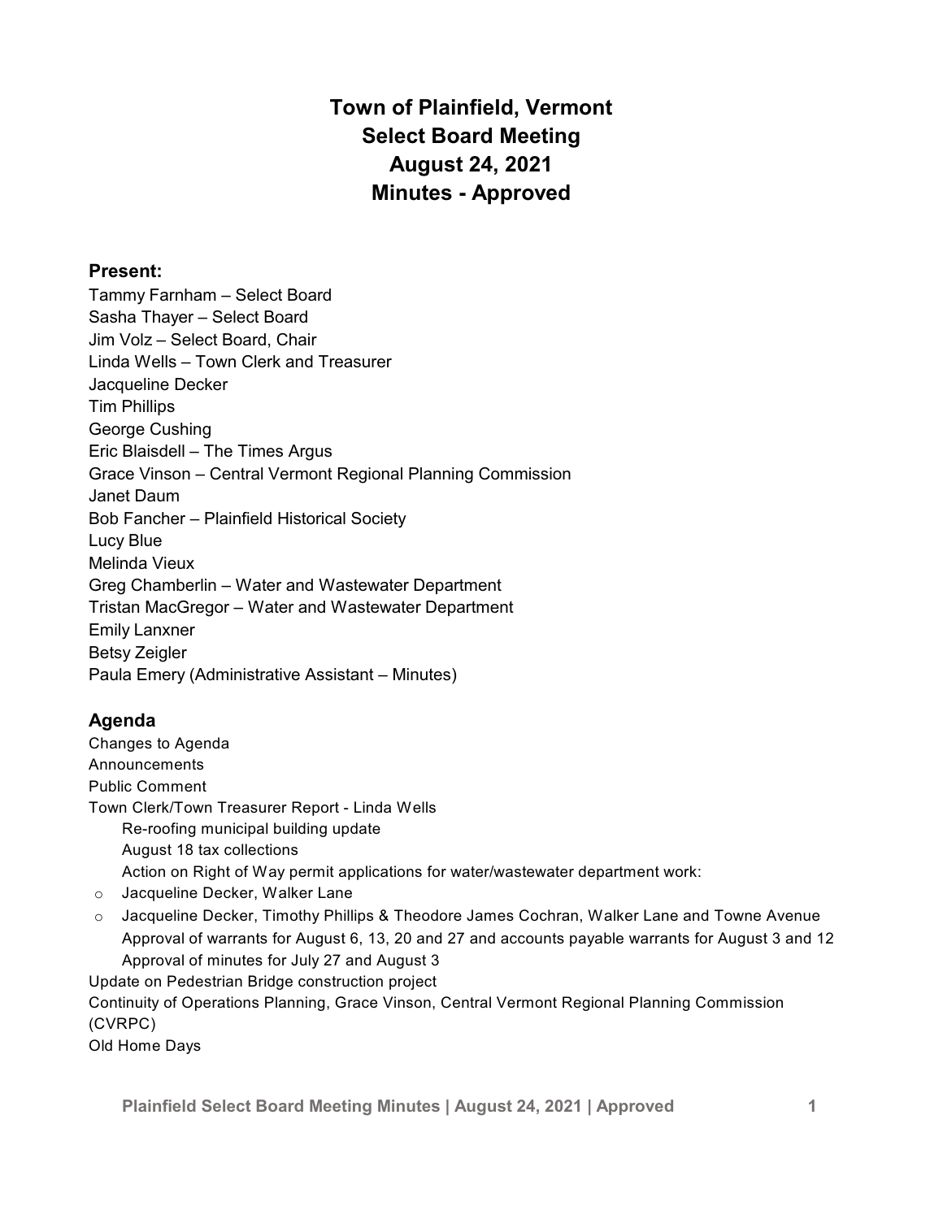# Town of Plainfield, Vermont
# Select Board Meeting
# August 24, 2021
# Minutes - Approved

## Present:

Tammy Farnham – Select Board
Sasha Thayer – Select Board
Jim Volz – Select Board, Chair
Linda Wells – Town Clerk and Treasurer
Jacqueline Decker
Tim Phillips
George Cushing
Eric Blaisdell – The Times Argus
Grace Vinson – Central Vermont Regional Planning Commission
Janet Daum
Bob Fancher – Plainfield Historical Society
Lucy Blue
Melinda Vieux
Greg Chamberlin – Water and Wastewater Department
Tristan MacGregor – Water and Wastewater Department
Emily Lanxner
Betsy Zeigler
Paula Emery (Administrative Assistant – Minutes)

## Agenda

Changes to Agenda
Announcements
Public Comment
Town Clerk/Town Treasurer Report - Linda Wells
  Re-roofing municipal building update
  August 18 tax collections
  Action on Right of Way permit applications for water/wastewater department work:

- Jacqueline Decker, Walker Lane
- Jacqueline Decker, Timothy Phillips & Theodore James Cochran, Walker Lane and Towne Avenue

  Approval of warrants for August 6, 13, 20 and 27 and accounts payable warrants for August 3 and 12
  Approval of minutes for July 27 and August 3

Update on Pedestrian Bridge construction project
Continuity of Operations Planning, Grace Vinson, Central Vermont Regional Planning Commission (CVRPC)
Old Home Days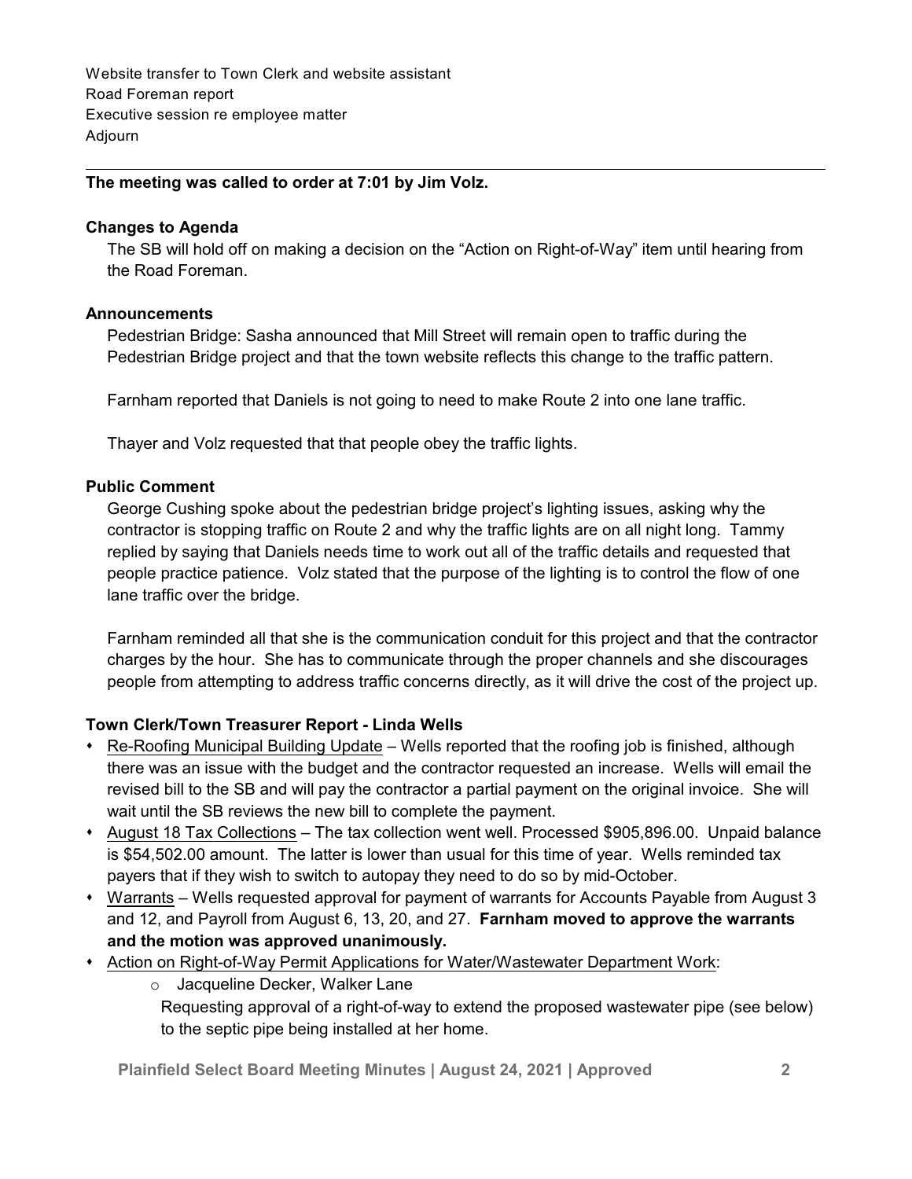Website transfer to Town Clerk and website assistant
Road Foreman report
Executive session re employee matter
Adjourn

---

**The meeting was called to order at 7:01 by Jim Volz.**

**Changes to Agenda**

The SB will hold off on making a decision on the "Action on Right-of-Way" item until hearing from the Road Foreman.

**Announcements**

Pedestrian Bridge: Sasha announced that Mill Street will remain open to traffic during the Pedestrian Bridge project and that the town website reflects this change to the traffic pattern.

Farnham reported that Daniels is not going to need to make Route 2 into one lane traffic.

Thayer and Volz requested that that people obey the traffic lights.

**Public Comment**

George Cushing spoke about the pedestrian bridge project's lighting issues, asking why the contractor is stopping traffic on Route 2 and why the traffic lights are on all night long. Tammy replied by saying that Daniels needs time to work out all of the traffic details and requested that people practice patience. Volz stated that the purpose of the lighting is to control the flow of one lane traffic over the bridge.

Farnham reminded all that she is the communication conduit for this project and that the contractor charges by the hour. She has to communicate through the proper channels and she discourages people from attempting to address traffic concerns directly, as it will drive the cost of the project up.

**Town Clerk/Town Treasurer Report - Linda Wells**

- Re-Roofing Municipal Building Update – Wells reported that the roofing job is finished, although there was an issue with the budget and the contractor requested an increase. Wells will email the revised bill to the SB and will pay the contractor a partial payment on the original invoice. She will wait until the SB reviews the new bill to complete the payment.
- August 18 Tax Collections – The tax collection went well. Processed $905,896.00. Unpaid balance is $54,502.00 amount. The latter is lower than usual for this time of year. Wells reminded tax payers that if they wish to switch to autopay they need to do so by mid-October.
- Warrants – Wells requested approval for payment of warrants for Accounts Payable from August 3 and 12, and Payroll from August 6, 13, 20, and 27. **Farnham moved to approve the warrants and the motion was approved unanimously.**
- Action on Right-of-Way Permit Applications for Water/Wastewater Department Work:
  - Jacqueline Decker, Walker Lane

    Requesting approval of a right-of-way to extend the proposed wastewater pipe (see below) to the septic pipe being installed at her home.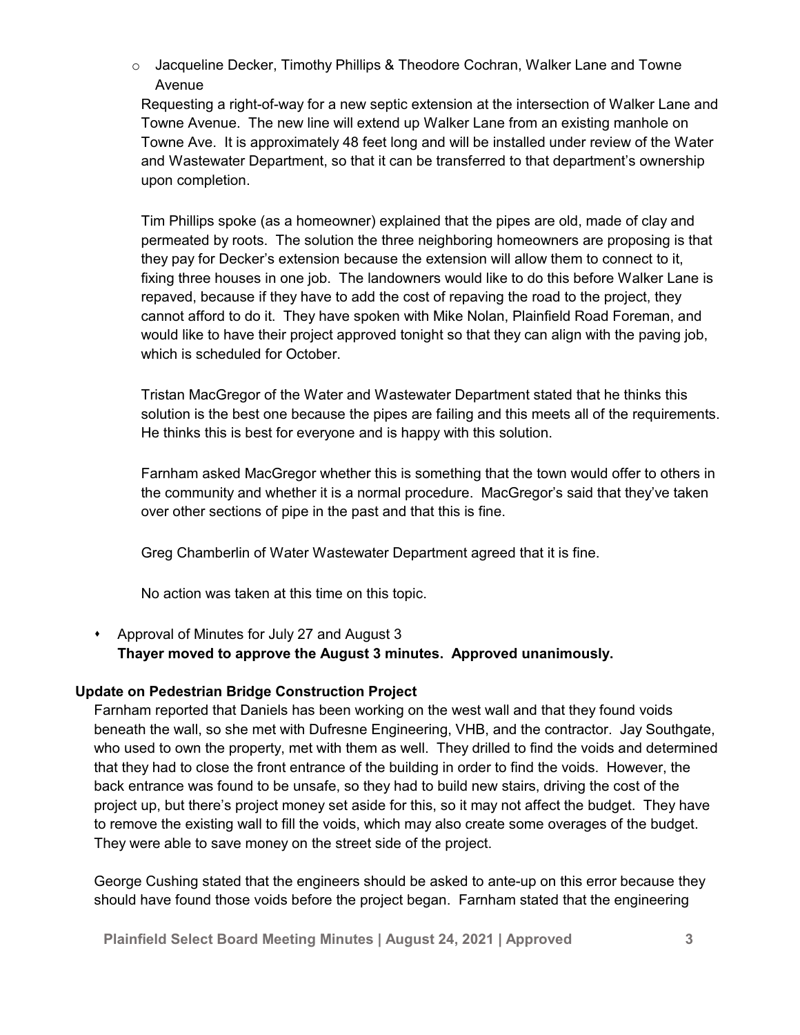- Jacqueline Decker, Timothy Phillips & Theodore Cochran, Walker Lane and Towne Avenue

  Requesting a right-of-way for a new septic extension at the intersection of Walker Lane and Towne Avenue. The new line will extend up Walker Lane from an existing manhole on Towne Ave. It is approximately 48 feet long and will be installed under review of the Water and Wastewater Department, so that it can be transferred to that department's ownership upon completion.

  Tim Phillips spoke (as a homeowner) explained that the pipes are old, made of clay and permeated by roots. The solution the three neighboring homeowners are proposing is that they pay for Decker's extension because the extension will allow them to connect to it, fixing three houses in one job. The landowners would like to do this before Walker Lane is repaved, because if they have to add the cost of repaving the road to the project, they cannot afford to do it. They have spoken with Mike Nolan, Plainfield Road Foreman, and would like to have their project approved tonight so that they can align with the paving job, which is scheduled for October.

  Tristan MacGregor of the Water and Wastewater Department stated that he thinks this solution is the best one because the pipes are failing and this meets all of the requirements. He thinks this is best for everyone and is happy with this solution.

  Farnham asked MacGregor whether this is something that the town would offer to others in the community and whether it is a normal procedure. MacGregor's said that they've taken over other sections of pipe in the past and that this is fine.

  Greg Chamberlin of Water Wastewater Department agreed that it is fine.

  No action was taken at this time on this topic.

- Approval of Minutes for July 27 and August 3

  **Thayer moved to approve the August 3 minutes. Approved unanimously.**

**Update on Pedestrian Bridge Construction Project**

Farnham reported that Daniels has been working on the west wall and that they found voids beneath the wall, so she met with Dufresne Engineering, VHB, and the contractor. Jay Southgate, who used to own the property, met with them as well. They drilled to find the voids and determined that they had to close the front entrance of the building in order to find the voids. However, the back entrance was found to be unsafe, so they had to build new stairs, driving the cost of the project up, but there's project money set aside for this, so it may not affect the budget. They have to remove the existing wall to fill the voids, which may also create some overages of the budget. They were able to save money on the street side of the project.

George Cushing stated that the engineers should be asked to ante-up on this error because they should have found those voids before the project began. Farnham stated that the engineering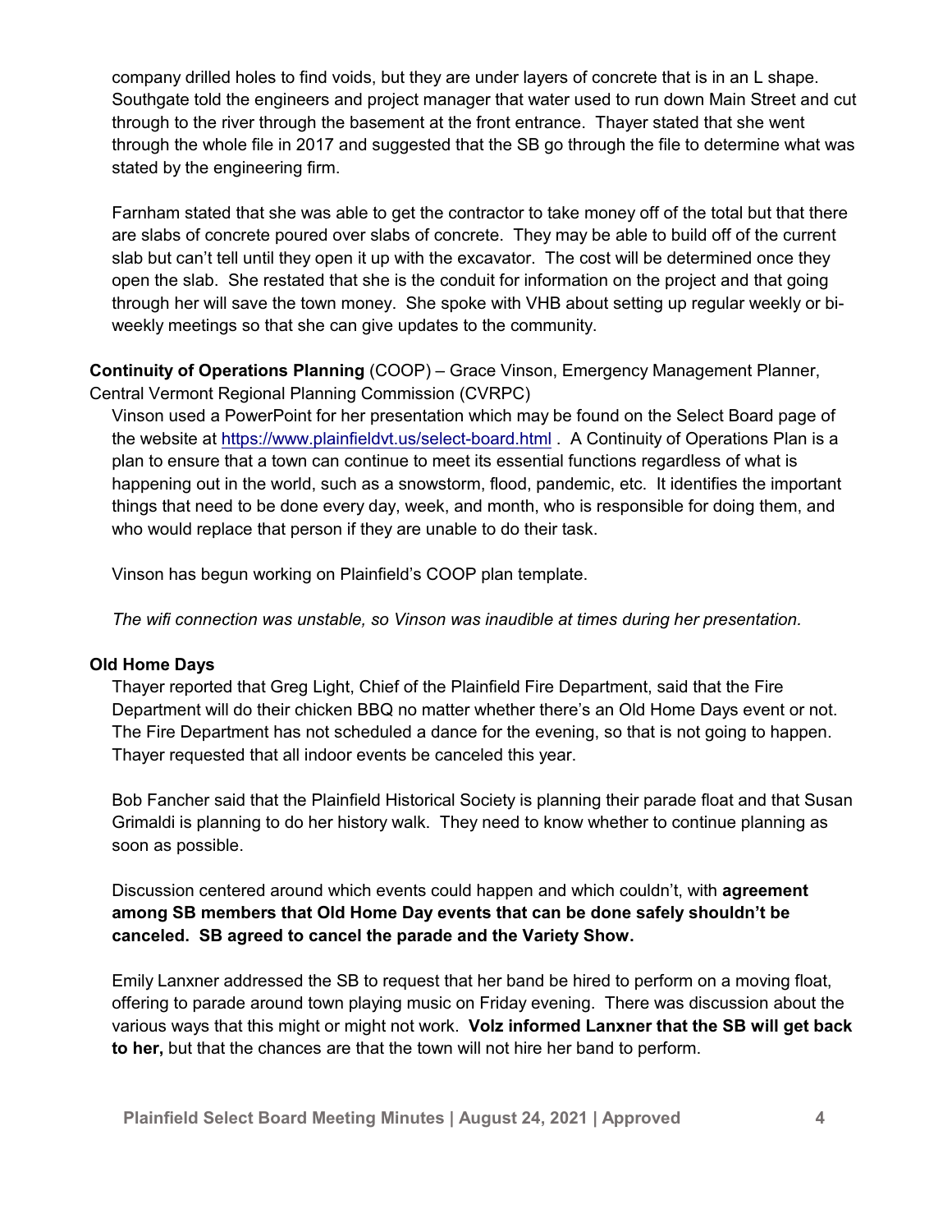company drilled holes to find voids, but they are under layers of concrete that is in an L shape. Southgate told the engineers and project manager that water used to run down Main Street and cut through to the river through the basement at the front entrance. Thayer stated that she went through the whole file in 2017 and suggested that the SB go through the file to determine what was stated by the engineering firm.

Farnham stated that she was able to get the contractor to take money off of the total but that there are slabs of concrete poured over slabs of concrete. They may be able to build off of the current slab but can't tell until they open it up with the excavator. The cost will be determined once they open the slab. She restated that she is the conduit for information on the project and that going through her will save the town money. She spoke with VHB about setting up regular weekly or bi-weekly meetings so that she can give updates to the community.

**Continuity of Operations Planning** (COOP) – Grace Vinson, Emergency Management Planner, Central Vermont Regional Planning Commission (CVRPC)

Vinson used a PowerPoint for her presentation which may be found on the Select Board page of the website at https://www.plainfieldvt.us/select-board.html . A Continuity of Operations Plan is a plan to ensure that a town can continue to meet its essential functions regardless of what is happening out in the world, such as a snowstorm, flood, pandemic, etc. It identifies the important things that need to be done every day, week, and month, who is responsible for doing them, and who would replace that person if they are unable to do their task.

Vinson has begun working on Plainfield's COOP plan template.

*The wifi connection was unstable, so Vinson was inaudible at times during her presentation.*

**Old Home Days**

Thayer reported that Greg Light, Chief of the Plainfield Fire Department, said that the Fire Department will do their chicken BBQ no matter whether there's an Old Home Days event or not. The Fire Department has not scheduled a dance for the evening, so that is not going to happen. Thayer requested that all indoor events be canceled this year.

Bob Fancher said that the Plainfield Historical Society is planning their parade float and that Susan Grimaldi is planning to do her history walk. They need to know whether to continue planning as soon as possible.

Discussion centered around which events could happen and which couldn't, with **agreement among SB members that Old Home Day events that can be done safely shouldn't be canceled. SB agreed to cancel the parade and the Variety Show.**

Emily Lanxner addressed the SB to request that her band be hired to perform on a moving float, offering to parade around town playing music on Friday evening. There was discussion about the various ways that this might or might not work. **Volz informed Lanxner that the SB will get back to her,** but that the chances are that the town will not hire her band to perform.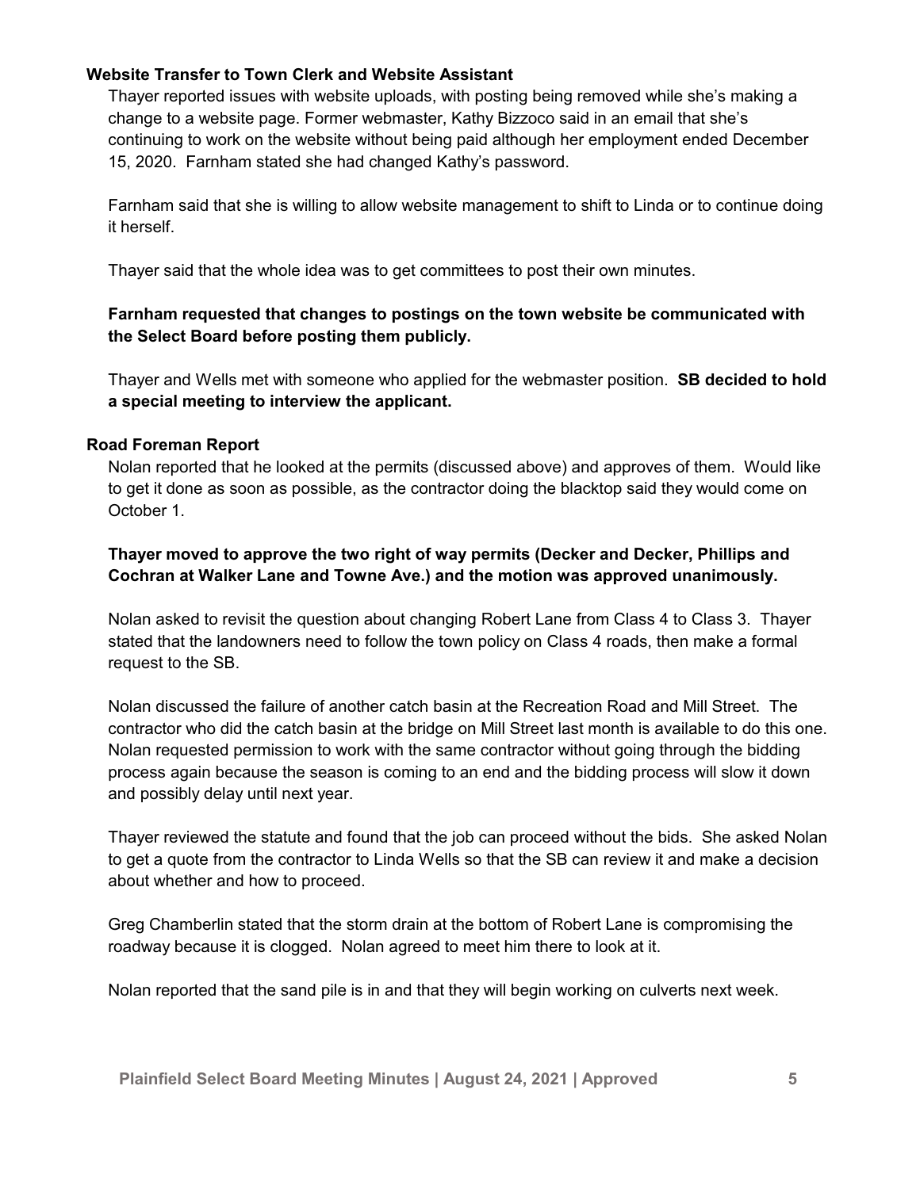### Website Transfer to Town Clerk and Website Assistant

Thayer reported issues with website uploads, with posting being removed while she's making a change to a website page. Former webmaster, Kathy Bizzoco said in an email that she's continuing to work on the website without being paid although her employment ended December 15, 2020. Farnham stated she had changed Kathy's password.

Farnham said that she is willing to allow website management to shift to Linda or to continue doing it herself.

Thayer said that the whole idea was to get committees to post their own minutes.

**Farnham requested that changes to postings on the town website be communicated with the Select Board before posting them publicly.**

Thayer and Wells met with someone who applied for the webmaster position. **SB decided to hold a special meeting to interview the applicant.**

### Road Foreman Report

Nolan reported that he looked at the permits (discussed above) and approves of them. Would like to get it done as soon as possible, as the contractor doing the blacktop said they would come on October 1.

**Thayer moved to approve the two right of way permits (Decker and Decker, Phillips and Cochran at Walker Lane and Towne Ave.) and the motion was approved unanimously.**

Nolan asked to revisit the question about changing Robert Lane from Class 4 to Class 3. Thayer stated that the landowners need to follow the town policy on Class 4 roads, then make a formal request to the SB.

Nolan discussed the failure of another catch basin at the Recreation Road and Mill Street. The contractor who did the catch basin at the bridge on Mill Street last month is available to do this one. Nolan requested permission to work with the same contractor without going through the bidding process again because the season is coming to an end and the bidding process will slow it down and possibly delay until next year.

Thayer reviewed the statute and found that the job can proceed without the bids. She asked Nolan to get a quote from the contractor to Linda Wells so that the SB can review it and make a decision about whether and how to proceed.

Greg Chamberlin stated that the storm drain at the bottom of Robert Lane is compromising the roadway because it is clogged. Nolan agreed to meet him there to look at it.

Nolan reported that the sand pile is in and that they will begin working on culverts next week.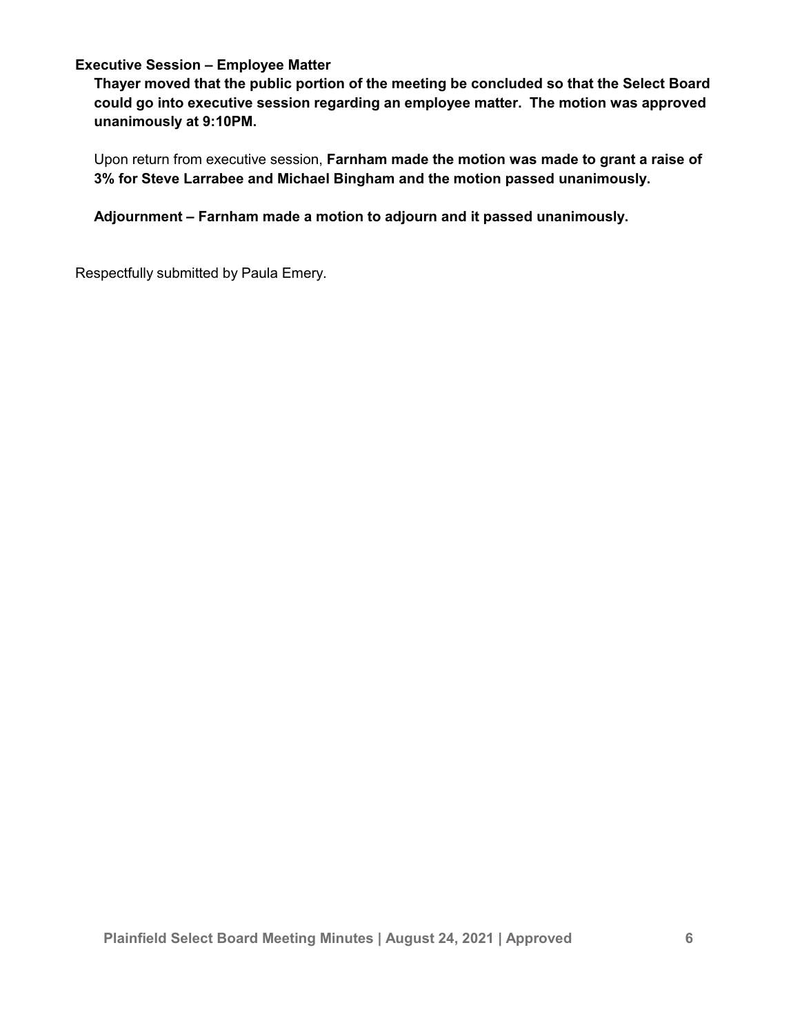**Executive Session – Employee Matter**

**Thayer moved that the public portion of the meeting be concluded so that the Select Board could go into executive session regarding an employee matter. The motion was approved unanimously at 9:10PM.**

Upon return from executive session, **Farnham made the motion was made to grant a raise of 3% for Steve Larrabee and Michael Bingham and the motion passed unanimously.**

**Adjournment – Farnham made a motion to adjourn and it passed unanimously.**

Respectfully submitted by Paula Emery.